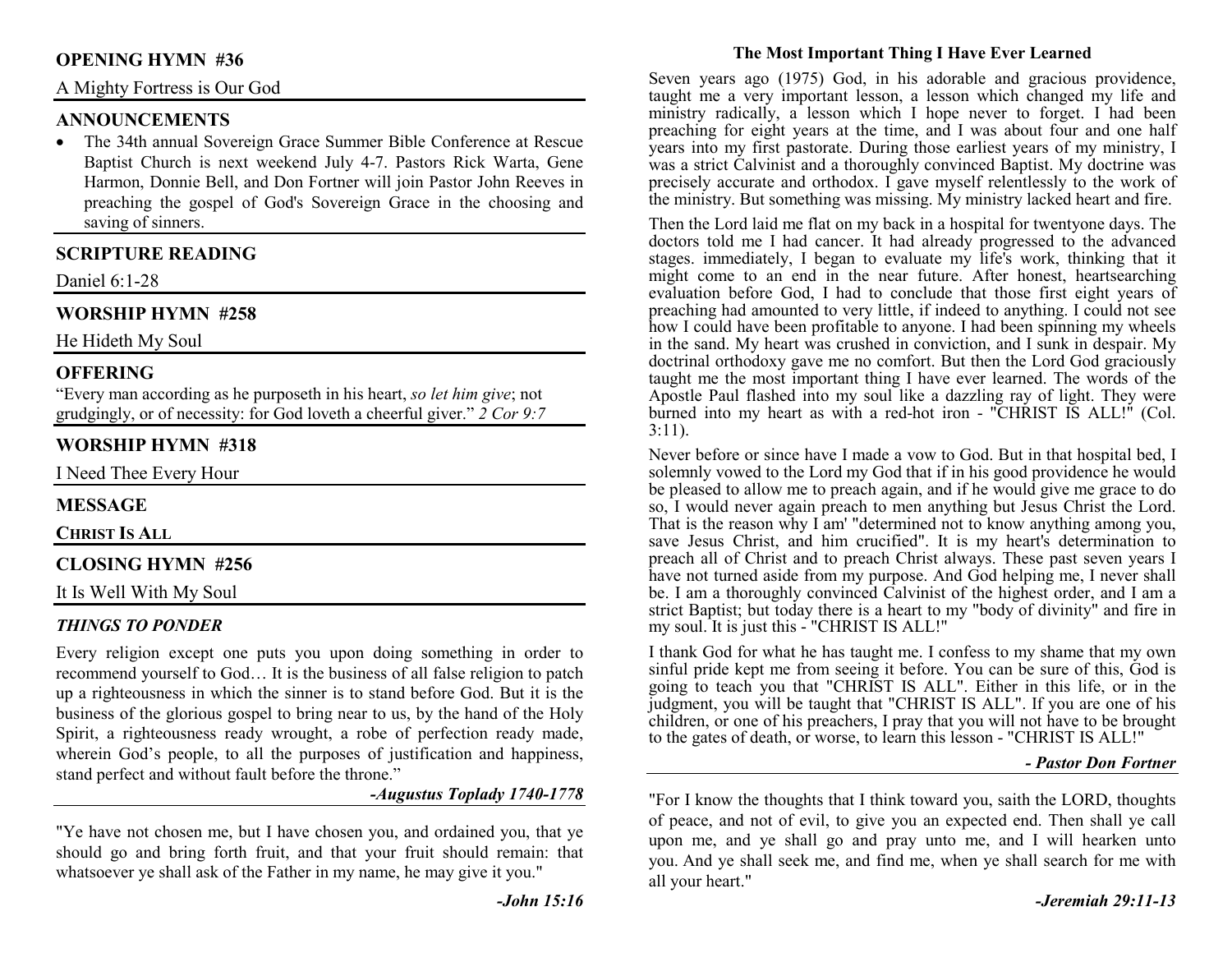## OPENING HYMN #36

A Mighty Fortress is Our God

## ANNOUNCEMENTS

- The 34th annual Sovereign Grace Summer Bible Conference at Rescue Baptist Church is next weekend July 4-7. Pastors Rick Warta, Gene Harmon, Donnie Bell, and Don Fortner will join Pastor John Reeves in preaching the gospel of God's Sovereign Grace in the choosing and saving of sinners.

## SCRIPTURE READING

Daniel 6:1-28

## WORSHIP HYMN #258

He Hideth My Soul

## OFFERING

"Every man according as he purposeth in his heart, *so let him give*; not grudgingly, or of necessity: for God loveth a cheerful giver." *2 Cor 9:7*

## WORSHIP HYMN #318

I Need Thee Every Hour

## MESSAGE

**CHRIST IS ALL**

## CLOSING HYMN #256

It Is Well With My Soul

### *THINGS TO PONDER*

Every religion except one puts you upon doing something in order to recommend yourself to God… It is the business of all false religion to patch up a righteousness in which the sinner is to stand before God. But it is the business of the glorious gospel to bring near to us, by the hand of the Holy Spirit, a righteousness ready wrought, a robe of perfection ready made, wherein God's people, to all the purposes of justification and happiness, stand perfect and without fault before the throne."

***-Augustus Toplady 1740-1778***

"Ye have not chosen me, but I have chosen you, and ordained you, that ye should go and bring forth fruit, and that your fruit should remain: that whatsoever ye shall ask of the Father in my name, he may give it you."

***-John 15:16***

### The Most Important Thing I Have Ever Learned

Seven years ago (1975) God, in his adorable and gracious providence, taught me a very important lesson, a lesson which changed my life and ministry radically, a lesson which I hope never to forget. I had been preaching for eight years at the time, and I was about four and one half years into my first pastorate. During those earliest years of my ministry, I was a strict Calvinist and a thoroughly convinced Baptist. My doctrine was precisely accurate and orthodox. I gave myself relentlessly to the work of the ministry. But something was missing. My ministry lacked heart and fire.

Then the Lord laid me flat on my back in a hospital for twentyone days. The doctors told me I had cancer. It had already progressed to the advanced stages. immediately, I began to evaluate my life's work, thinking that it might come to an end in the near future. After honest, heartsearching evaluation before God, I had to conclude that those first eight years of preaching had amounted to very little, if indeed to anything. I could not see how I could have been profitable to anyone. I had been spinning my wheels in the sand. My heart was crushed in conviction, and I sunk in despair. My doctrinal orthodoxy gave me no comfort. But then the Lord God graciously taught me the most important thing I have ever learned. The words of the Apostle Paul flashed into my soul like a dazzling ray of light. They were burned into my heart as with a red-hot iron - "CHRIST IS ALL!" (Col. 3:11).

Never before or since have I made a vow to God. But in that hospital bed, I solemnly vowed to the Lord my God that if in his good providence he would be pleased to allow me to preach again, and if he would give me grace to do so, I would never again preach to men anything but Jesus Christ the Lord. That is the reason why I am' "determined not to know anything among you, save Jesus Christ, and him crucified". It is my heart's determination to preach all of Christ and to preach Christ always. These past seven years I have not turned aside from my purpose. And God helping me, I never shall be. I am a thoroughly convinced Calvinist of the highest order, and I am a strict Baptist; but today there is a heart to my "body of divinity" and fire in my soul. It is just this - "CHRIST IS ALL!"

I thank God for what he has taught me. I confess to my shame that my own sinful pride kept me from seeing it before. You can be sure of this, God is going to teach you that "CHRIST IS ALL". Either in this life, or in the judgment, you will be taught that "CHRIST IS ALL". If you are one of his children, or one of his preachers, I pray that you will not have to be brought to the gates of death, or worse, to learn this lesson - "CHRIST IS ALL!"

***- Pastor Don Fortner***

"For I know the thoughts that I think toward you, saith the LORD, thoughts of peace, and not of evil, to give you an expected end. Then shall ye call upon me, and ye shall go and pray unto me, and I will hearken unto you. And ye shall seek me, and find me, when ye shall search for me with all your heart."

***-Jeremiah 29:11-13***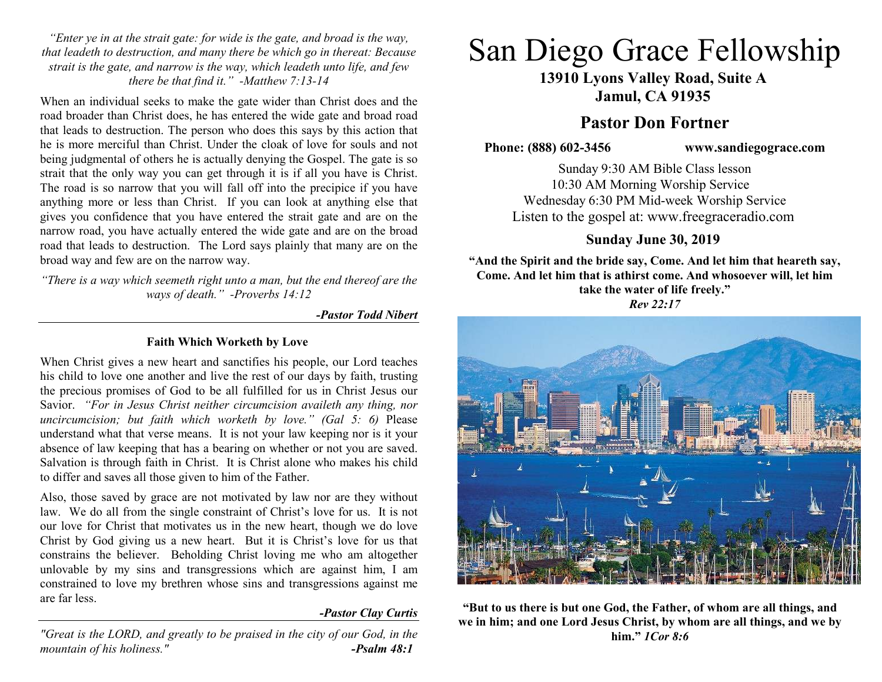*"Enter ye in at the strait gate: for wide is the gate, and broad is the way, that leadeth to destruction, and many there be which go in thereat: Because strait is the gate, and narrow is the way, which leadeth unto life, and few there be that find it." -Matthew 7:13-14*

When an individual seeks to make the gate wider than Christ does and the road broader than Christ does, he has entered the wide gate and broad road that leads to destruction. The person who does this says by this action that he is more merciful than Christ. Under the cloak of love for souls and not being judgmental of others he is actually denying the Gospel. The gate is so strait that the only way you can get through it is if all you have is Christ. The road is so narrow that you will fall off into the precipice if you have anything more or less than Christ. If you can look at anything else that gives you confidence that you have entered the strait gate and are on the narrow road, you have actually entered the wide gate and are on the broad road that leads to destruction. The Lord says plainly that many are on the broad way and few are on the narrow way.

*"There is a way which seemeth right unto a man, but the end thereof are the ways of death." -Proverbs 14:12*

***-Pastor Todd Nibert***

---

**Faith Which Worketh by Love**

When Christ gives a new heart and sanctifies his people, our Lord teaches his child to love one another and live the rest of our days by faith, trusting the precious promises of God to be all fulfilled for us in Christ Jesus our Savior. *"For in Jesus Christ neither circumcision availeth any thing, nor uncircumcision; but faith which worketh by love." (Gal 5: 6)* Please understand what that verse means. It is not your law keeping nor is it your absence of law keeping that has a bearing on whether or not you are saved. Salvation is through faith in Christ. It is Christ alone who makes his child to differ and saves all those given to him of the Father.

Also, those saved by grace are not motivated by law nor are they without law. We do all from the single constraint of Christ's love for us. It is not our love for Christ that motivates us in the new heart, though we do love Christ by God giving us a new heart. But it is Christ's love for us that constrains the believer. Beholding Christ loving me who am altogether unlovable by my sins and transgressions which are against him, I am constrained to love my brethren whose sins and transgressions against me are far less.

***-Pastor Clay Curtis***

---

*"Great is the LORD, and greatly to be praised in the city of our God, in the mountain of his holiness."* ***-Psalm 48:1***

# San Diego Grace Fellowship

**13910 Lyons Valley Road, Suite A**
**Jamul, CA 91935**

## Pastor Don Fortner

**Phone: (888) 602-3456** **www.sandiegograce.com**

Sunday 9:30 AM Bible Class lesson
10:30 AM Morning Worship Service
Wednesday 6:30 PM Mid-week Worship Service
Listen to the gospel at: www.freegraceradio.com

### Sunday June 30, 2019

**"And the Spirit and the bride say, Come. And let him that heareth say, Come. And let him that is athirst come. And whosoever will, let him take the water of life freely."**
***Rev 22:17***

**"But to us there is but one God, the Father, of whom are all things, and we in him; and one Lord Jesus Christ, by whom are all things, and we by him."** ***1Cor 8:6***